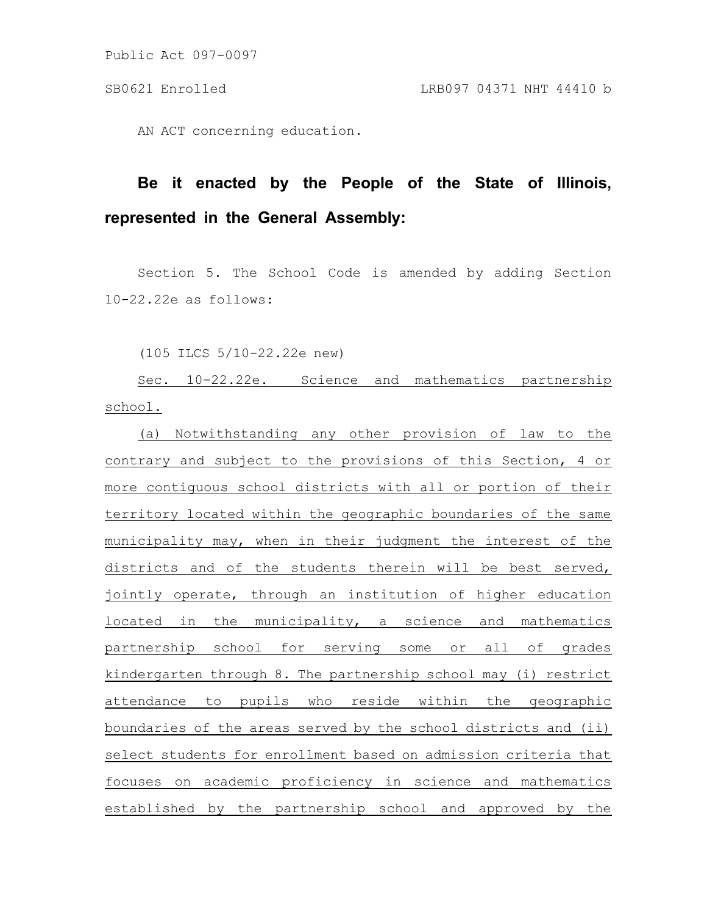Public Act 097-0097

SB0621 Enrolled LRB097 04371 NHT 44410 b

AN ACT concerning education.

**Be it enacted by the People of the State of Illinois, represented in the General Assembly:**

Section 5. The School Code is amended by adding Section 10-22.22e as follows:

(105 ILCS 5/10-22.22e new)

Sec. 10-22.22e. Science and mathematics partnership school.

(a) Notwithstanding any other provision of law to the contrary and subject to the provisions of this Section, 4 or more contiguous school districts with all or portion of their territory located within the geographic boundaries of the same municipality may, when in their judgment the interest of the districts and of the students therein will be best served, jointly operate, through an institution of higher education located in the municipality, a science and mathematics partnership school for serving some or all of grades kindergarten through 8. The partnership school may (i) restrict attendance to pupils who reside within the geographic boundaries of the areas served by the school districts and (ii) select students for enrollment based on admission criteria that focuses on academic proficiency in science and mathematics established by the partnership school and approved by the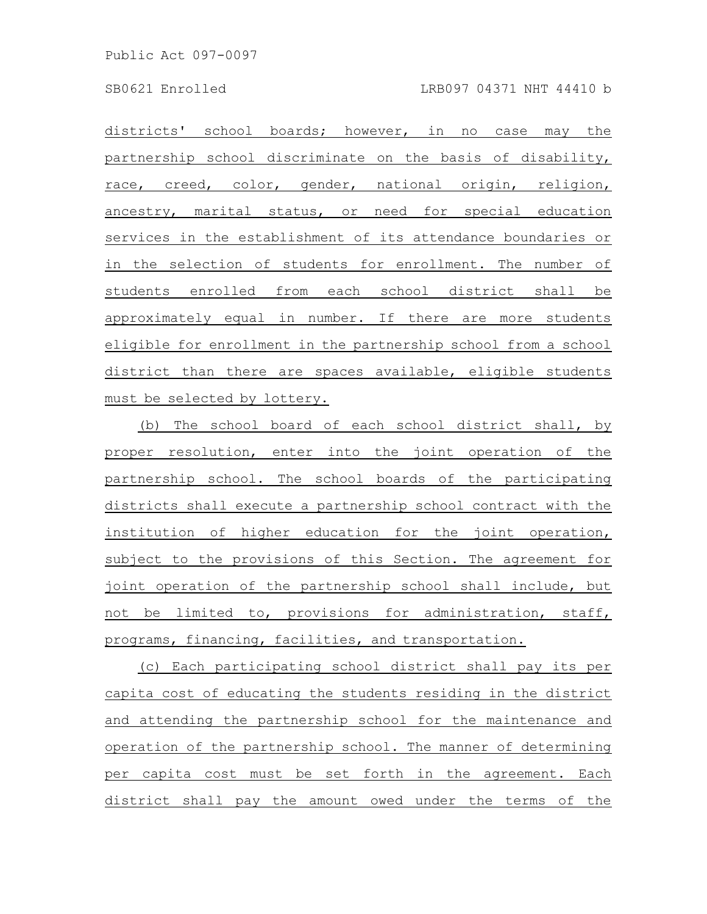districts' school boards; however, in no case may the partnership school discriminate on the basis of disability, race, creed, color, gender, national origin, religion, ancestry, marital status, or need for special education services in the establishment of its attendance boundaries or in the selection of students for enrollment. The number of students enrolled from each school district shall be approximately equal in number. If there are more students eligible for enrollment in the partnership school from a school district than there are spaces available, eligible students must be selected by lottery.

(b) The school board of each school district shall, by proper resolution, enter into the joint operation of the partnership school. The school boards of the participating districts shall execute a partnership school contract with the institution of higher education for the joint operation, subject to the provisions of this Section. The agreement for joint operation of the partnership school shall include, but not be limited to, provisions for administration, staff, programs, financing, facilities, and transportation.

(c) Each participating school district shall pay its per capita cost of educating the students residing in the district and attending the partnership school for the maintenance and operation of the partnership school. The manner of determining per capita cost must be set forth in the agreement. Each district shall pay the amount owed under the terms of the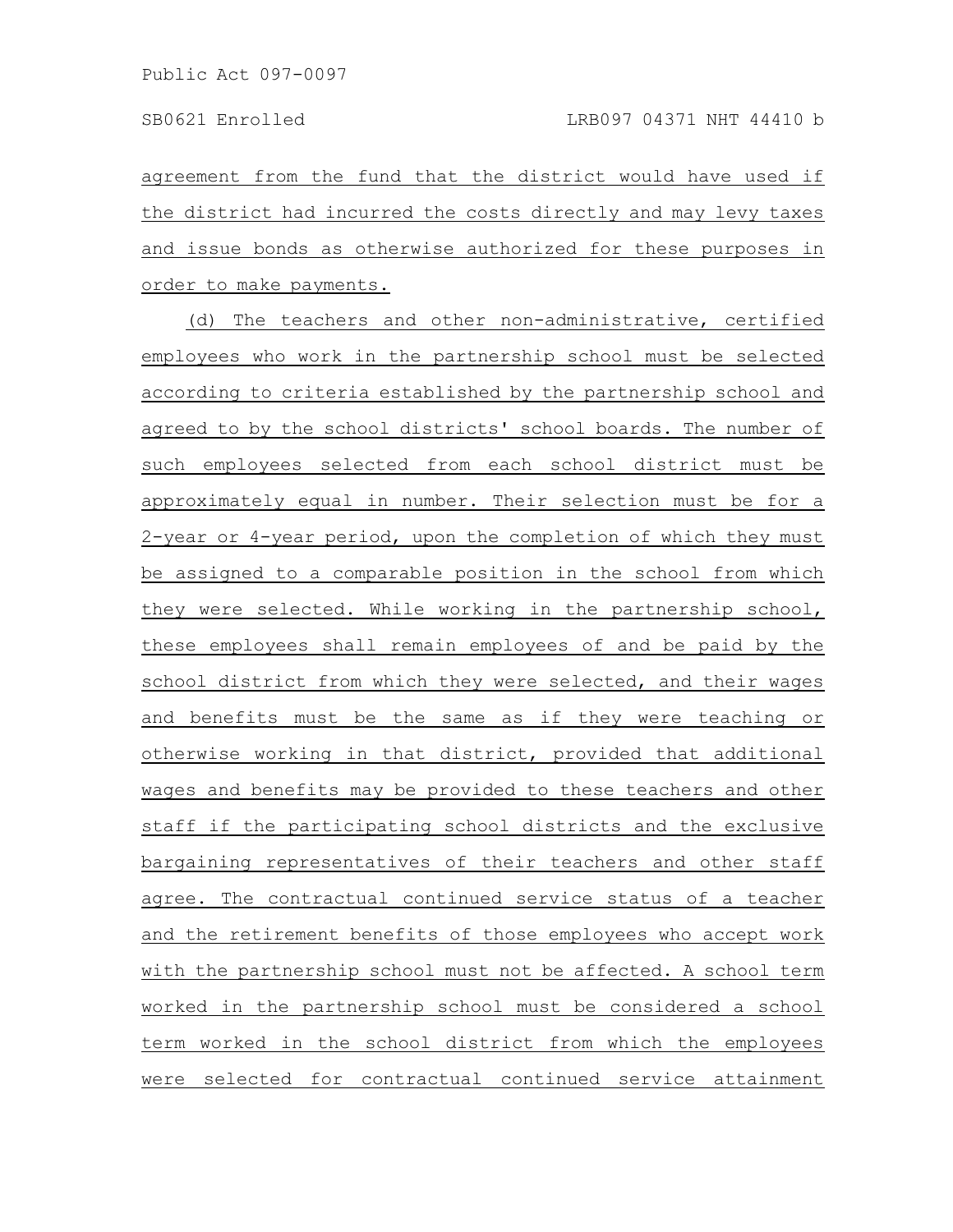agreement from the fund that the district would have used if the district had incurred the costs directly and may levy taxes and issue bonds as otherwise authorized for these purposes in order to make payments.

(d) The teachers and other non-administrative, certified employees who work in the partnership school must be selected according to criteria established by the partnership school and agreed to by the school districts' school boards. The number of such employees selected from each school district must be approximately equal in number. Their selection must be for a 2-year or 4-year period, upon the completion of which they must be assigned to a comparable position in the school from which they were selected. While working in the partnership school, these employees shall remain employees of and be paid by the school district from which they were selected, and their wages and benefits must be the same as if they were teaching or otherwise working in that district, provided that additional wages and benefits may be provided to these teachers and other staff if the participating school districts and the exclusive bargaining representatives of their teachers and other staff agree. The contractual continued service status of a teacher and the retirement benefits of those employees who accept work with the partnership school must not be affected. A school term worked in the partnership school must be considered a school term worked in the school district from which the employees were selected for contractual continued service attainment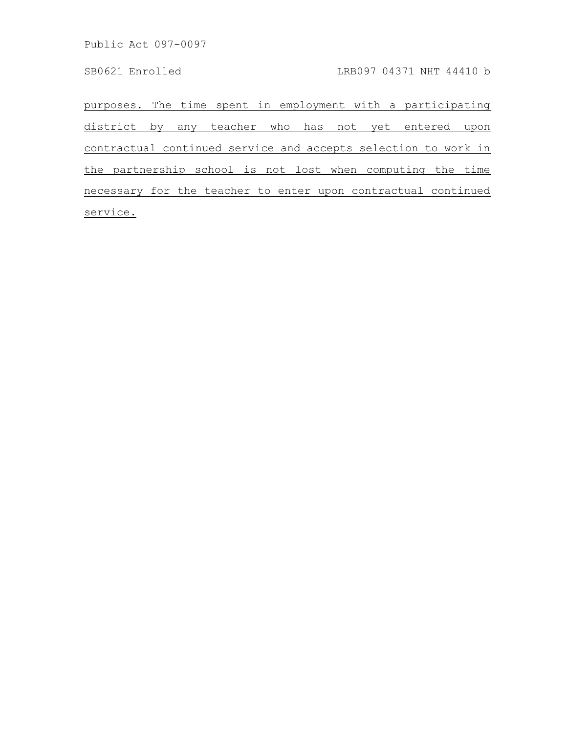purposes. The time spent in employment with a participating district by any teacher who has not yet entered upon contractual continued service and accepts selection to work in the partnership school is not lost when computing the time necessary for the teacher to enter upon contractual continued service.